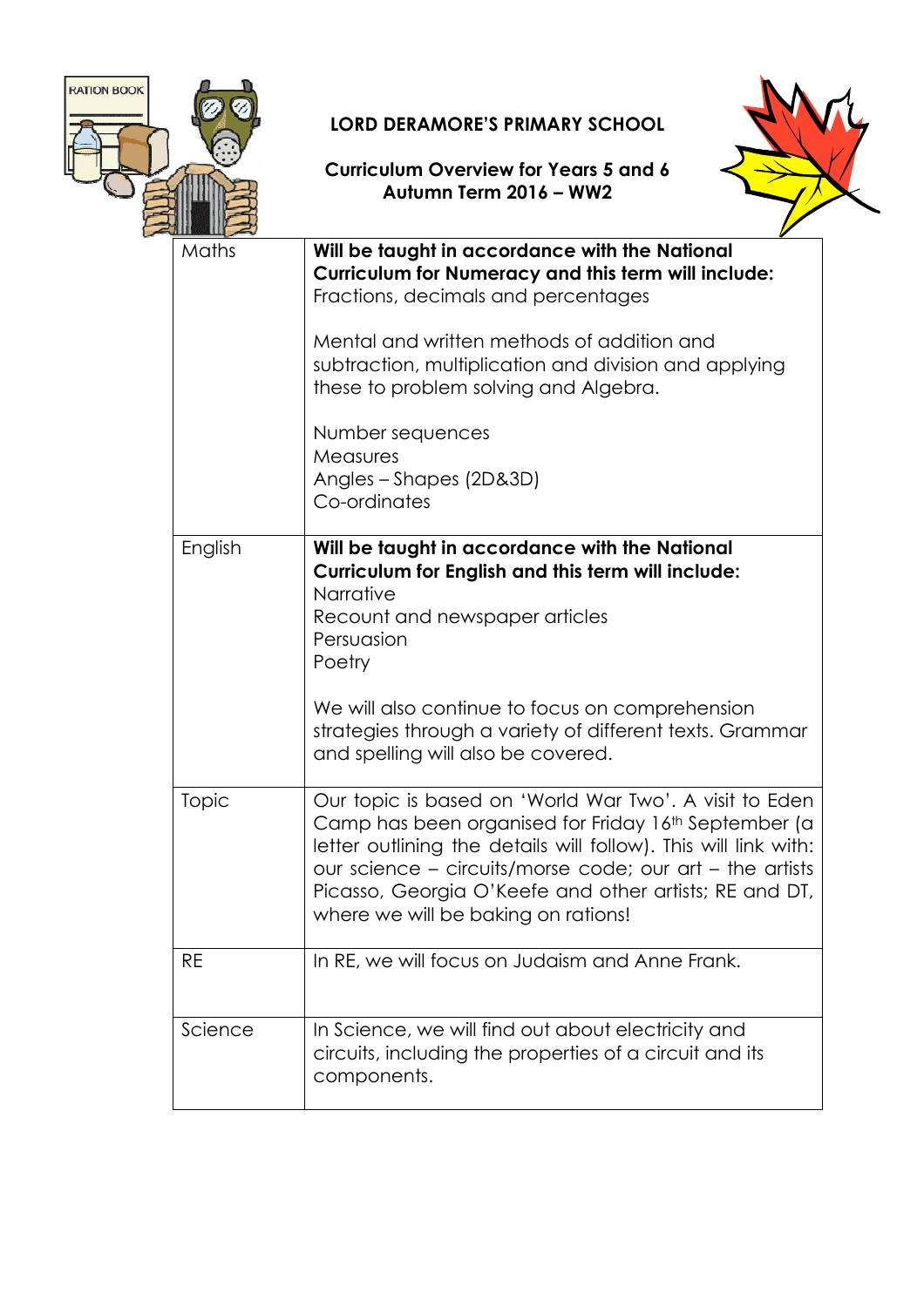# LORD DERAMORE'S PRIMARY SCHOOL

## Curriculum Overview for Years 5 and 6
## Autumn Term 2016 – WW2

| | |
|---|---|
| Maths | **Will be taught in accordance with the National Curriculum for Numeracy and this term will include:**<br>Fractions, decimals and percentages<br><br>Mental and written methods of addition and subtraction, multiplication and division and applying these to problem solving and Algebra.<br><br>Number sequences<br>Measures<br>Angles – Shapes (2D&3D)<br>Co-ordinates |
| English | **Will be taught in accordance with the National Curriculum for English and this term will include:**<br>Narrative<br>Recount and newspaper articles<br>Persuasion<br>Poetry<br><br>We will also continue to focus on comprehension strategies through a variety of different texts. Grammar and spelling will also be covered. |
| Topic | Our topic is based on 'World War Two'. A visit to Eden Camp has been organised for Friday 16th September (a letter outlining the details will follow). This will link with: our science – circuits/morse code; our art – the artists Picasso, Georgia O'Keefe and other artists; RE and DT, where we will be baking on rations! |
| RE | In RE, we will focus on Judaism and Anne Frank. |
| Science | In Science, we will find out about electricity and circuits, including the properties of a circuit and its components. |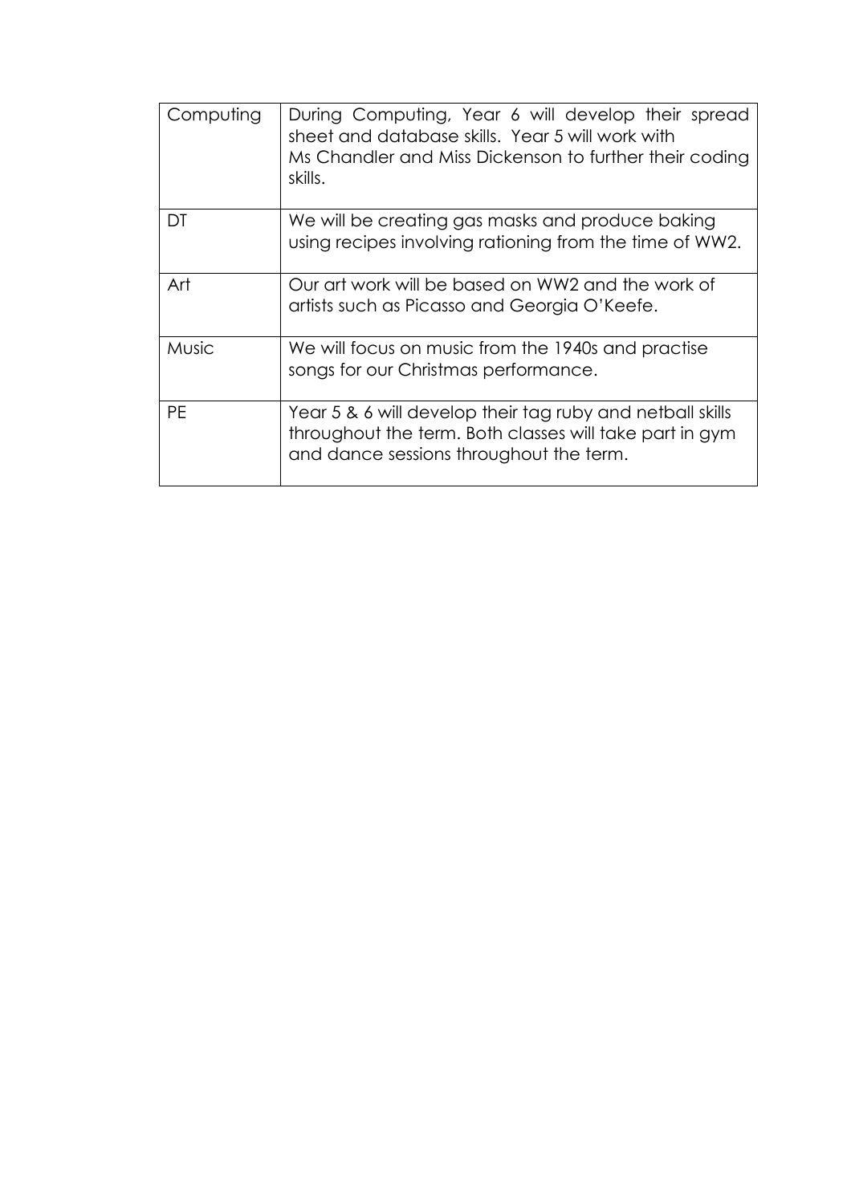| | |
|---|---|
| Computing | During Computing, Year 6 will develop their spread sheet and database skills. Year 5 will work with Ms Chandler and Miss Dickenson to further their coding skills. |
| DT | We will be creating gas masks and produce baking using recipes involving rationing from the time of WW2. |
| Art | Our art work will be based on WW2 and the work of artists such as Picasso and Georgia O'Keefe. |
| Music | We will focus on music from the 1940s and practise songs for our Christmas performance. |
| PE | Year 5 & 6 will develop their tag ruby and netball skills throughout the term. Both classes will take part in gym and dance sessions throughout the term. |